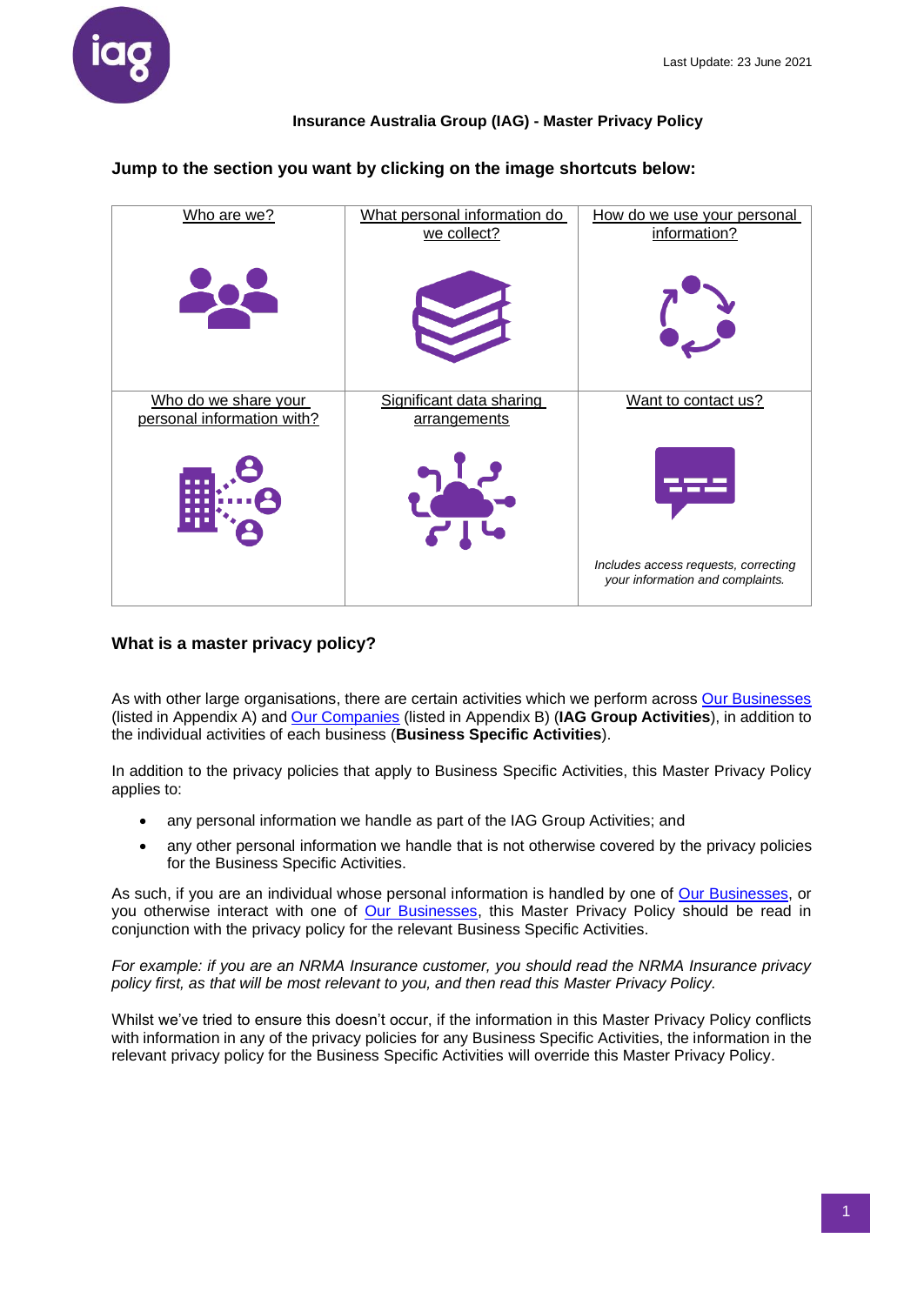Last Update: 23 June 2021

# Insurance Australia Group (IAG) - Master Privacy Policy

**Jump to the section you want by clicking on the image shortcuts below:**

| | | |
|---|---|---|
| Who are we? | What personal information do we collect? | How do we use your personal information? |
| Who do we share your personal information with? | Significant data sharing arrangements | Want to contact us?<br>*Includes access requests, correcting your information and complaints.* |

## What is a master privacy policy?

As with other large organisations, there are certain activities which we perform across Our Businesses (listed in Appendix A) and Our Companies (listed in Appendix B) (**IAG Group Activities**), in addition to the individual activities of each business (**Business Specific Activities**).

In addition to the privacy policies that apply to Business Specific Activities, this Master Privacy Policy applies to:

- any personal information we handle as part of the IAG Group Activities; and
- any other personal information we handle that is not otherwise covered by the privacy policies for the Business Specific Activities.

As such, if you are an individual whose personal information is handled by one of Our Businesses, or you otherwise interact with one of Our Businesses, this Master Privacy Policy should be read in conjunction with the privacy policy for the relevant Business Specific Activities.

*For example: if you are an NRMA Insurance customer, you should read the NRMA Insurance privacy policy first, as that will be most relevant to you, and then read this Master Privacy Policy.*

Whilst we've tried to ensure this doesn't occur, if the information in this Master Privacy Policy conflicts with information in any of the privacy policies for any Business Specific Activities, the information in the relevant privacy policy for the Business Specific Activities will override this Master Privacy Policy.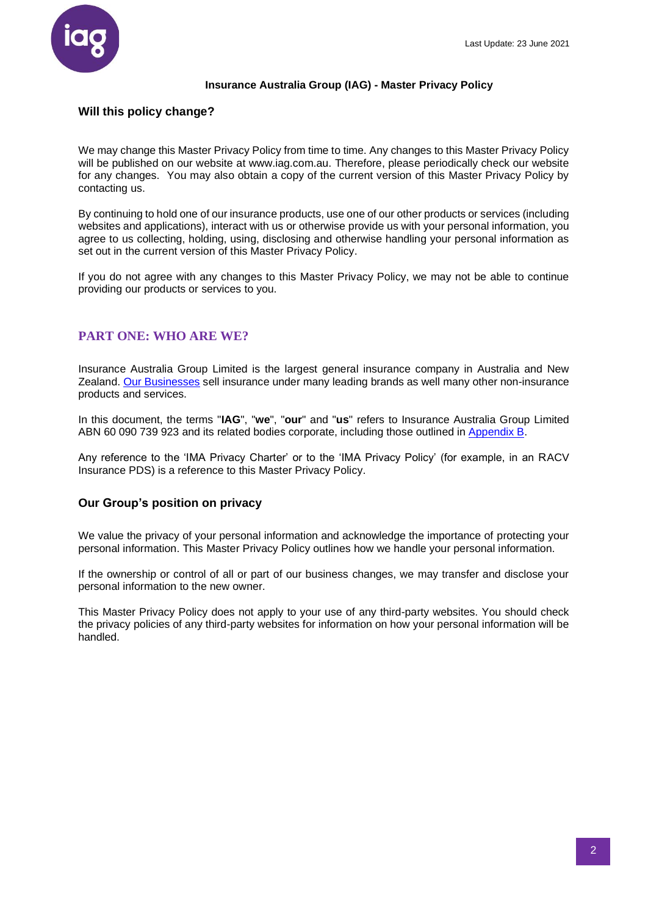Last Update: 23 June 2021

**Insurance Australia Group (IAG) - Master Privacy Policy**

## Will this policy change?

We may change this Master Privacy Policy from time to time. Any changes to this Master Privacy Policy will be published on our website at www.iag.com.au. Therefore, please periodically check our website for any changes. You may also obtain a copy of the current version of this Master Privacy Policy by contacting us.

By continuing to hold one of our insurance products, use one of our other products or services (including websites and applications), interact with us or otherwise provide us with your personal information, you agree to us collecting, holding, using, disclosing and otherwise handling your personal information as set out in the current version of this Master Privacy Policy.

If you do not agree with any changes to this Master Privacy Policy, we may not be able to continue providing our products or services to you.

# PART ONE: WHO ARE WE?

Insurance Australia Group Limited is the largest general insurance company in Australia and New Zealand. Our Businesses sell insurance under many leading brands as well many other non-insurance products and services.

In this document, the terms "**IAG**", "**we**", "**our**" and "**us**" refers to Insurance Australia Group Limited ABN 60 090 739 923 and its related bodies corporate, including those outlined in Appendix B.

Any reference to the 'IMA Privacy Charter' or to the 'IMA Privacy Policy' (for example, in an RACV Insurance PDS) is a reference to this Master Privacy Policy.

## Our Group's position on privacy

We value the privacy of your personal information and acknowledge the importance of protecting your personal information. This Master Privacy Policy outlines how we handle your personal information.

If the ownership or control of all or part of our business changes, we may transfer and disclose your personal information to the new owner.

This Master Privacy Policy does not apply to your use of any third-party websites. You should check the privacy policies of any third-party websites for information on how your personal information will be handled.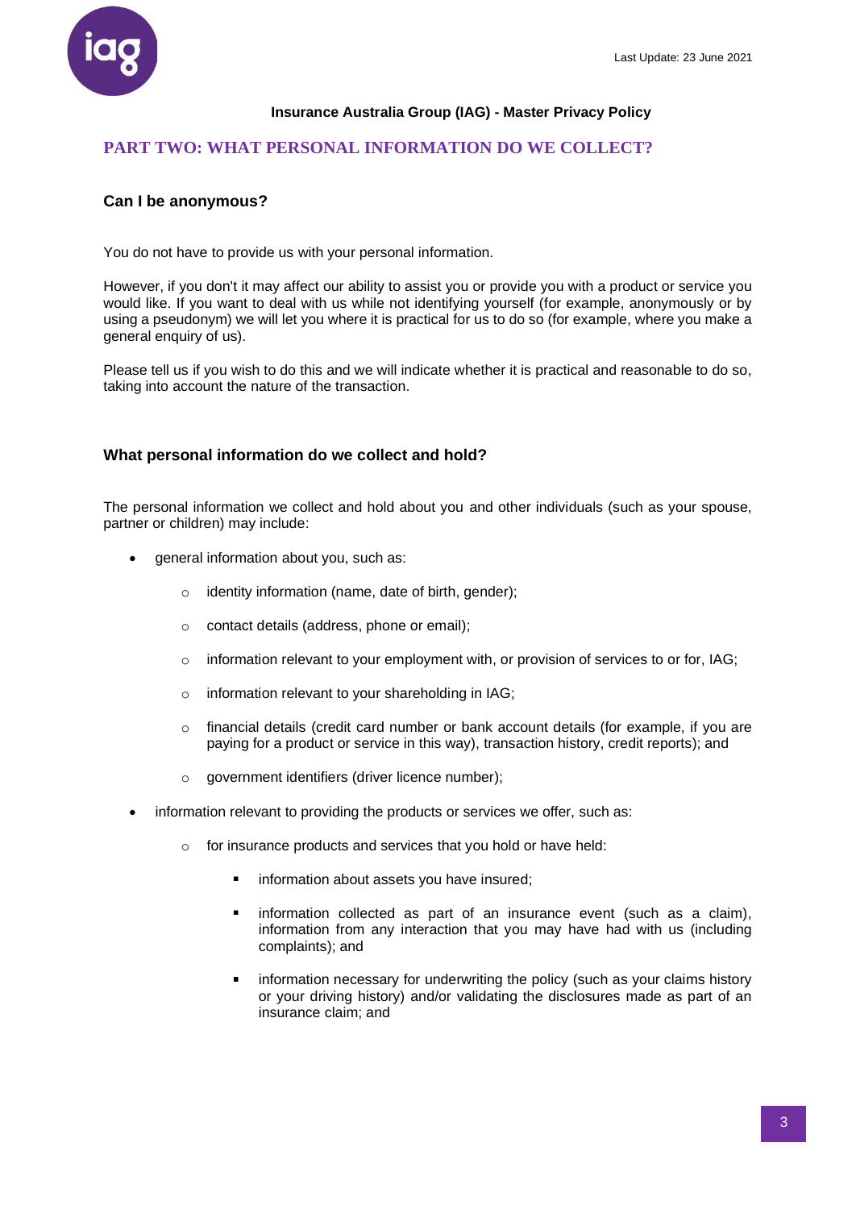## PART TWO: WHAT PERSONAL INFORMATION DO WE COLLECT?

### Can I be anonymous?

You do not have to provide us with your personal information.

However, if you don't it may affect our ability to assist you or provide you with a product or service you would like. If you want to deal with us while not identifying yourself (for example, anonymously or by using a pseudonym) we will let you where it is practical for us to do so (for example, where you make a general enquiry of us).

Please tell us if you wish to do this and we will indicate whether it is practical and reasonable to do so, taking into account the nature of the transaction.

### What personal information do we collect and hold?

The personal information we collect and hold about you and other individuals (such as your spouse, partner or children) may include:

- general information about you, such as:
  - identity information (name, date of birth, gender);
  - contact details (address, phone or email);
  - information relevant to your employment with, or provision of services to or for, IAG;
  - information relevant to your shareholding in IAG;
  - financial details (credit card number or bank account details (for example, if you are paying for a product or service in this way), transaction history, credit reports); and
  - government identifiers (driver licence number);
- information relevant to providing the products or services we offer, such as:
  - for insurance products and services that you hold or have held:
    - information about assets you have insured;
    - information collected as part of an insurance event (such as a claim), information from any interaction that you may have had with us (including complaints); and
    - information necessary for underwriting the policy (such as your claims history or your driving history) and/or validating the disclosures made as part of an insurance claim; and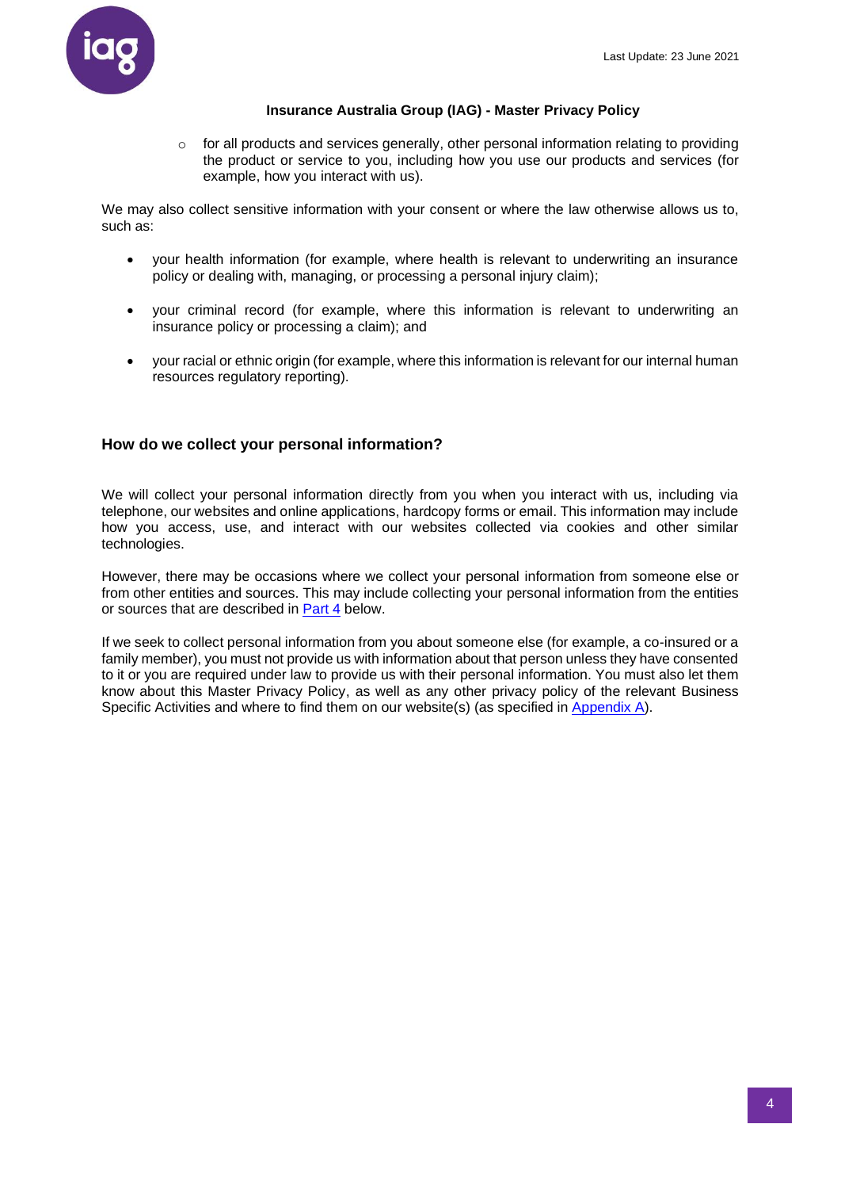- for all products and services generally, other personal information relating to providing the product or service to you, including how you use our products and services (for example, how you interact with us).

We may also collect sensitive information with your consent or where the law otherwise allows us to, such as:

- your health information (for example, where health is relevant to underwriting an insurance policy or dealing with, managing, or processing a personal injury claim);
- your criminal record (for example, where this information is relevant to underwriting an insurance policy or processing a claim); and
- your racial or ethnic origin (for example, where this information is relevant for our internal human resources regulatory reporting).

## How do we collect your personal information?

We will collect your personal information directly from you when you interact with us, including via telephone, our websites and online applications, hardcopy forms or email. This information may include how you access, use, and interact with our websites collected via cookies and other similar technologies.

However, there may be occasions where we collect your personal information from someone else or from other entities and sources. This may include collecting your personal information from the entities or sources that are described in Part 4 below.

If we seek to collect personal information from you about someone else (for example, a co-insured or a family member), you must not provide us with information about that person unless they have consented to it or you are required under law to provide us with their personal information. You must also let them know about this Master Privacy Policy, as well as any other privacy policy of the relevant Business Specific Activities and where to find them on our website(s) (as specified in Appendix A).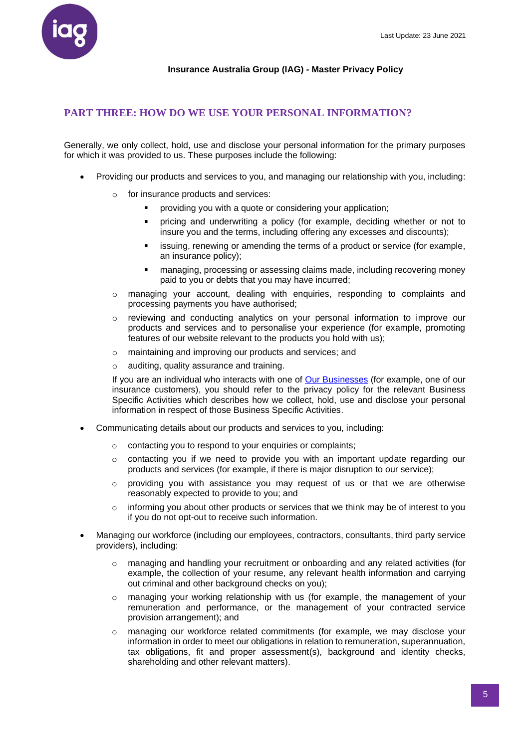## PART THREE: HOW DO WE USE YOUR PERSONAL INFORMATION?

Generally, we only collect, hold, use and disclose your personal information for the primary purposes for which it was provided to us. These purposes include the following:

- Providing our products and services to you, and managing our relationship with you, including:
  - for insurance products and services:
    - providing you with a quote or considering your application;
    - pricing and underwriting a policy (for example, deciding whether or not to insure you and the terms, including offering any excesses and discounts);
    - issuing, renewing or amending the terms of a product or service (for example, an insurance policy);
    - managing, processing or assessing claims made, including recovering money paid to you or debts that you may have incurred;
  - managing your account, dealing with enquiries, responding to complaints and processing payments you have authorised;
  - reviewing and conducting analytics on your personal information to improve our products and services and to personalise your experience (for example, promoting features of our website relevant to the products you hold with us);
  - maintaining and improving our products and services; and
  - auditing, quality assurance and training.

  If you are an individual who interacts with one of Our Businesses (for example, one of our insurance customers), you should refer to the privacy policy for the relevant Business Specific Activities which describes how we collect, hold, use and disclose your personal information in respect of those Business Specific Activities.

- Communicating details about our products and services to you, including:
  - contacting you to respond to your enquiries or complaints;
  - contacting you if we need to provide you with an important update regarding our products and services (for example, if there is major disruption to our service);
  - providing you with assistance you may request of us or that we are otherwise reasonably expected to provide to you; and
  - informing you about other products or services that we think may be of interest to you if you do not opt-out to receive such information.
- Managing our workforce (including our employees, contractors, consultants, third party service providers), including:
  - managing and handling your recruitment or onboarding and any related activities (for example, the collection of your resume, any relevant health information and carrying out criminal and other background checks on you);
  - managing your working relationship with us (for example, the management of your remuneration and performance, or the management of your contracted service provision arrangement); and
  - managing our workforce related commitments (for example, we may disclose your information in order to meet our obligations in relation to remuneration, superannuation, tax obligations, fit and proper assessment(s), background and identity checks, shareholding and other relevant matters).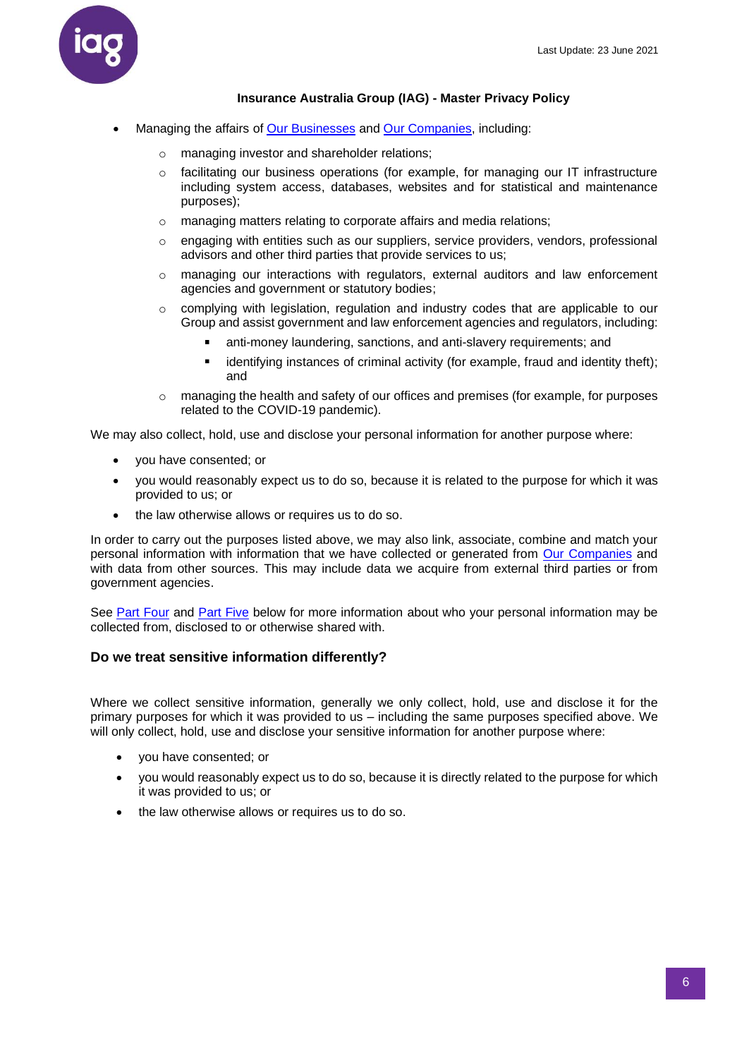- Managing the affairs of Our Businesses and Our Companies, including:
  - managing investor and shareholder relations;
  - facilitating our business operations (for example, for managing our IT infrastructure including system access, databases, websites and for statistical and maintenance purposes);
  - managing matters relating to corporate affairs and media relations;
  - engaging with entities such as our suppliers, service providers, vendors, professional advisors and other third parties that provide services to us;
  - managing our interactions with regulators, external auditors and law enforcement agencies and government or statutory bodies;
  - complying with legislation, regulation and industry codes that are applicable to our Group and assist government and law enforcement agencies and regulators, including:
    - anti-money laundering, sanctions, and anti-slavery requirements; and
    - identifying instances of criminal activity (for example, fraud and identity theft); and
  - managing the health and safety of our offices and premises (for example, for purposes related to the COVID-19 pandemic).

We may also collect, hold, use and disclose your personal information for another purpose where:

- you have consented; or
- you would reasonably expect us to do so, because it is related to the purpose for which it was provided to us; or
- the law otherwise allows or requires us to do so.

In order to carry out the purposes listed above, we may also link, associate, combine and match your personal information with information that we have collected or generated from Our Companies and with data from other sources. This may include data we acquire from external third parties or from government agencies.

See Part Four and Part Five below for more information about who your personal information may be collected from, disclosed to or otherwise shared with.

### Do we treat sensitive information differently?

Where we collect sensitive information, generally we only collect, hold, use and disclose it for the primary purposes for which it was provided to us – including the same purposes specified above. We will only collect, hold, use and disclose your sensitive information for another purpose where:

- you have consented; or
- you would reasonably expect us to do so, because it is directly related to the purpose for which it was provided to us; or
- the law otherwise allows or requires us to do so.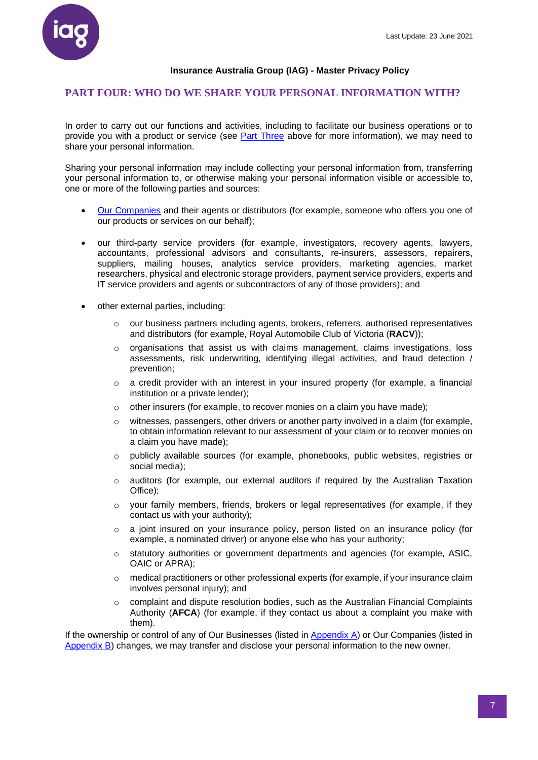Insurance Australia Group (IAG) - Master Privacy Policy

## PART FOUR: WHO DO WE SHARE YOUR PERSONAL INFORMATION WITH?

In order to carry out our functions and activities, including to facilitate our business operations or to provide you with a product or service (see Part Three above for more information), we may need to share your personal information.

Sharing your personal information may include collecting your personal information from, transferring your personal information to, or otherwise making your personal information visible or accessible to, one or more of the following parties and sources:

- Our Companies and their agents or distributors (for example, someone who offers you one of our products or services on our behalf);
- our third-party service providers (for example, investigators, recovery agents, lawyers, accountants, professional advisors and consultants, re-insurers, assessors, repairers, suppliers, mailing houses, analytics service providers, marketing agencies, market researchers, physical and electronic storage providers, payment service providers, experts and IT service providers and agents or subcontractors of any of those providers); and
- other external parties, including:
  - our business partners including agents, brokers, referrers, authorised representatives and distributors (for example, Royal Automobile Club of Victoria (**RACV**));
  - organisations that assist us with claims management, claims investigations, loss assessments, risk underwriting, identifying illegal activities, and fraud detection / prevention;
  - a credit provider with an interest in your insured property (for example, a financial institution or a private lender);
  - other insurers (for example, to recover monies on a claim you have made);
  - witnesses, passengers, other drivers or another party involved in a claim (for example, to obtain information relevant to our assessment of your claim or to recover monies on a claim you have made);
  - publicly available sources (for example, phonebooks, public websites, registries or social media);
  - auditors (for example, our external auditors if required by the Australian Taxation Office);
  - your family members, friends, brokers or legal representatives (for example, if they contact us with your authority);
  - a joint insured on your insurance policy, person listed on an insurance policy (for example, a nominated driver) or anyone else who has your authority;
  - statutory authorities or government departments and agencies (for example, ASIC, OAIC or APRA);
  - medical practitioners or other professional experts (for example, if your insurance claim involves personal injury); and
  - complaint and dispute resolution bodies, such as the Australian Financial Complaints Authority (**AFCA**) (for example, if they contact us about a complaint you make with them).

If the ownership or control of any of Our Businesses (listed in Appendix A) or Our Companies (listed in Appendix B) changes, we may transfer and disclose your personal information to the new owner.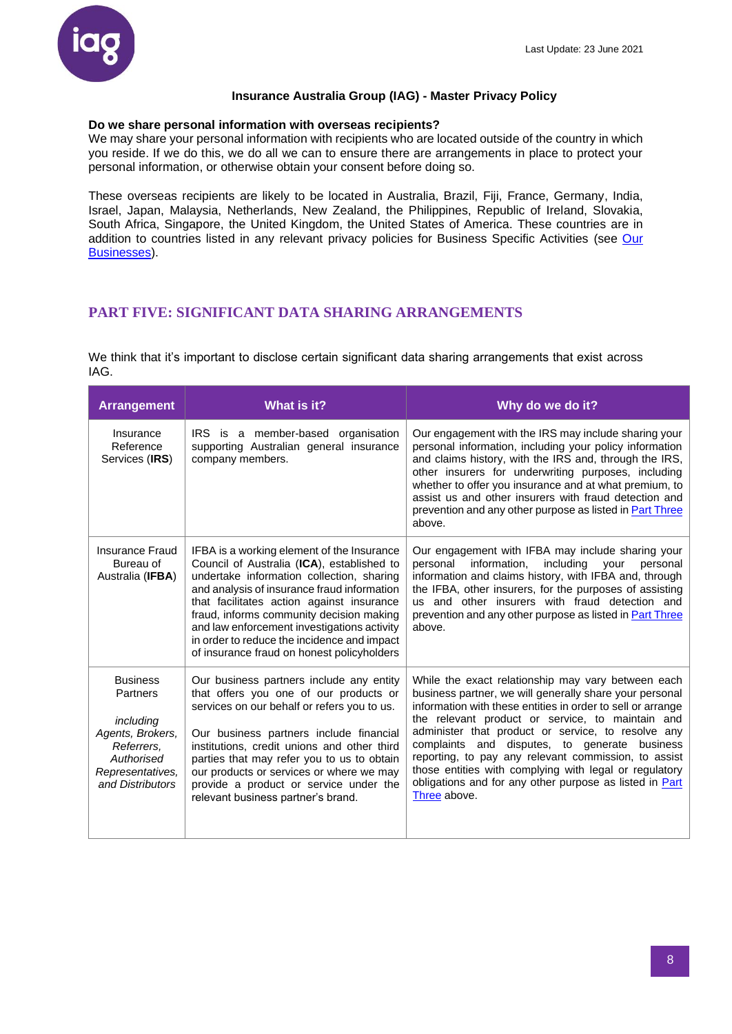**Do we share personal information with overseas recipients?**

We may share your personal information with recipients who are located outside of the country in which you reside. If we do this, we do all we can to ensure there are arrangements in place to protect your personal information, or otherwise obtain your consent before doing so.

These overseas recipients are likely to be located in Australia, Brazil, Fiji, France, Germany, India, Israel, Japan, Malaysia, Netherlands, New Zealand, the Philippines, Republic of Ireland, Slovakia, South Africa, Singapore, the United Kingdom, the United States of America. These countries are in addition to countries listed in any relevant privacy policies for Business Specific Activities (see Our Businesses).

## PART FIVE: SIGNIFICANT DATA SHARING ARRANGEMENTS

We think that it's important to disclose certain significant data sharing arrangements that exist across IAG.

| Arrangement | What is it? | Why do we do it? |
|---|---|---|
| Insurance Reference Services (**IRS**) | IRS is a member-based organisation supporting Australian general insurance company members. | Our engagement with the IRS may include sharing your personal information, including your policy information and claims history, with the IRS and, through the IRS, other insurers for underwriting purposes, including whether to offer you insurance and at what premium, to assist us and other insurers with fraud detection and prevention and any other purpose as listed in Part Three above. |
| Insurance Fraud Bureau of Australia (**IFBA**) | IFBA is a working element of the Insurance Council of Australia (**ICA**), established to undertake information collection, sharing and analysis of insurance fraud information that facilitates action against insurance fraud, informs community decision making and law enforcement investigations activity in order to reduce the incidence and impact of insurance fraud on honest policyholders | Our engagement with IFBA may include sharing your personal information, including your personal information and claims history, with IFBA and, through the IFBA, other insurers, for the purposes of assisting us and other insurers with fraud detection and prevention and any other purpose as listed in Part Three above. |
| Business Partners<br><br>*including Agents, Brokers, Referrers, Authorised Representatives, and Distributors* | Our business partners include any entity that offers you one of our products or services on our behalf or refers you to us.<br><br>Our business partners include financial institutions, credit unions and other third parties that may refer you to us to obtain our products or services or where we may provide a product or service under the relevant business partner's brand. | While the exact relationship may vary between each business partner, we will generally share your personal information with these entities in order to sell or arrange the relevant product or service, to maintain and administer that product or service, to resolve any complaints and disputes, to generate business reporting, to pay any relevant commission, to assist those entities with complying with legal or regulatory obligations and for any other purpose as listed in Part Three above. |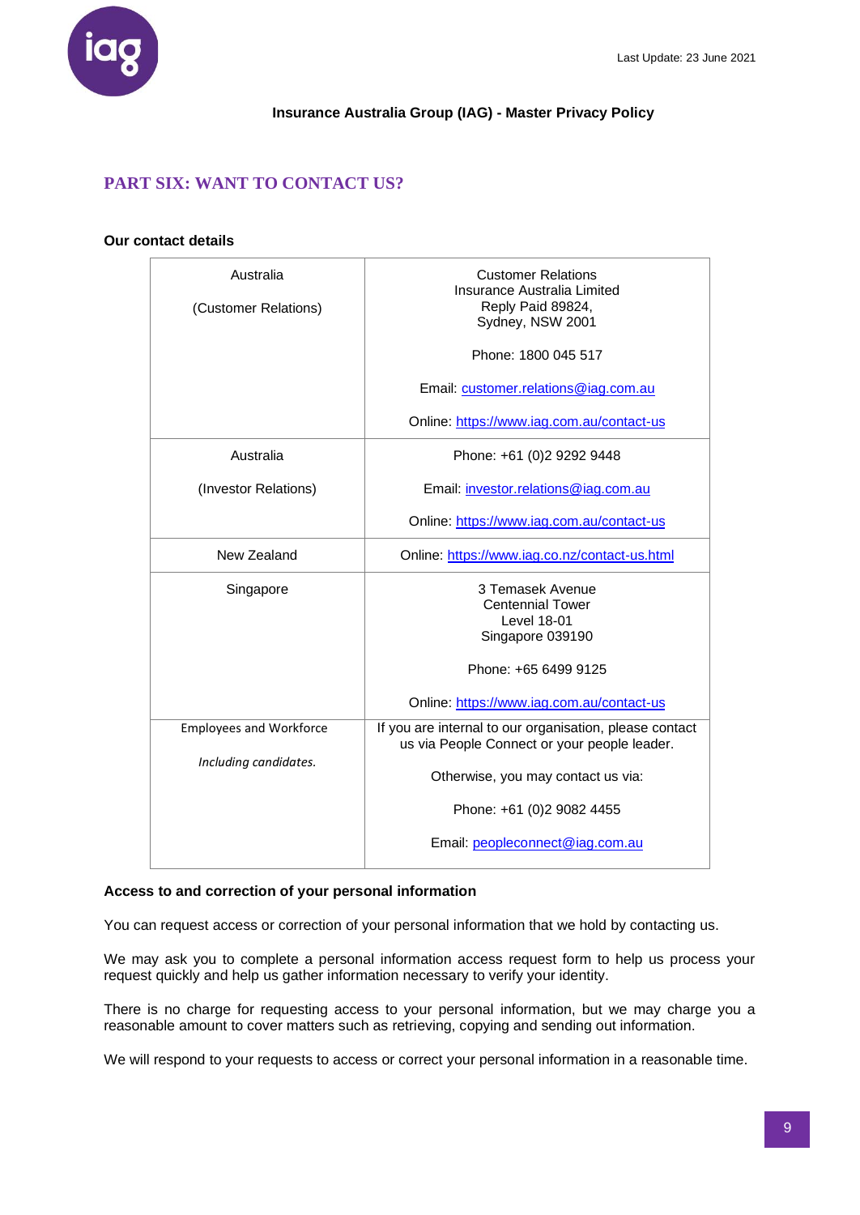# PART SIX: WANT TO CONTACT US?

**Our contact details**

| | |
|---|---|
| Australia<br><br>(Customer Relations) | Customer Relations<br>Insurance Australia Limited<br>Reply Paid 89824,<br>Sydney, NSW 2001<br><br>Phone: 1800 045 517<br><br>Email: customer.relations@iag.com.au<br><br>Online: https://www.iag.com.au/contact-us |
| Australia<br><br>(Investor Relations) | Phone: +61 (0)2 9292 9448<br><br>Email: investor.relations@iag.com.au<br><br>Online: https://www.iag.com.au/contact-us |
| New Zealand | Online: https://www.iag.co.nz/contact-us.html |
| Singapore | 3 Temasek Avenue<br>Centennial Tower<br>Level 18-01<br>Singapore 039190<br><br>Phone: +65 6499 9125<br><br>Online: https://www.iag.com.au/contact-us |
| Employees and Workforce<br><br>*Including candidates.* | If you are internal to our organisation, please contact us via People Connect or your people leader.<br><br>Otherwise, you may contact us via:<br><br>Phone: +61 (0)2 9082 4455<br><br>Email: peopleconnect@iag.com.au |

**Access to and correction of your personal information**

You can request access or correction of your personal information that we hold by contacting us.

We may ask you to complete a personal information access request form to help us process your request quickly and help us gather information necessary to verify your identity.

There is no charge for requesting access to your personal information, but we may charge you a reasonable amount to cover matters such as retrieving, copying and sending out information.

We will respond to your requests to access or correct your personal information in a reasonable time.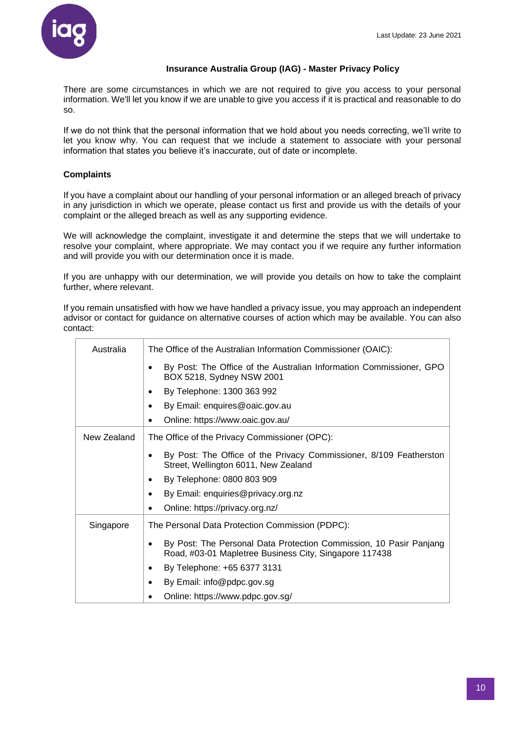There are some circumstances in which we are not required to give you access to your personal information. We'll let you know if we are unable to give you access if it is practical and reasonable to do so.

If we do not think that the personal information that we hold about you needs correcting, we'll write to let you know why. You can request that we include a statement to associate with your personal information that states you believe it's inaccurate, out of date or incomplete.

**Complaints**

If you have a complaint about our handling of your personal information or an alleged breach of privacy in any jurisdiction in which we operate, please contact us first and provide us with the details of your complaint or the alleged breach as well as any supporting evidence.

We will acknowledge the complaint, investigate it and determine the steps that we will undertake to resolve your complaint, where appropriate. We may contact you if we require any further information and will provide you with our determination once it is made.

If you are unhappy with our determination, we will provide you details on how to take the complaint further, where relevant.

If you remain unsatisfied with how we have handled a privacy issue, you may approach an independent advisor or contact for guidance on alternative courses of action which may be available. You can also contact:

| | |
|---|---|
| Australia | The Office of the Australian Information Commissioner (OAIC):<br>• By Post: The Office of the Australian Information Commissioner, GPO BOX 5218, Sydney NSW 2001<br>• By Telephone: 1300 363 992<br>• By Email: enquires@oaic.gov.au<br>• Online: https://www.oaic.gov.au/ |
| New Zealand | The Office of the Privacy Commissioner (OPC):<br>• By Post: The Office of the Privacy Commissioner, 8/109 Featherston Street, Wellington 6011, New Zealand<br>• By Telephone: 0800 803 909<br>• By Email: enquiries@privacy.org.nz<br>• Online: https://privacy.org.nz/ |
| Singapore | The Personal Data Protection Commission (PDPC):<br>• By Post: The Personal Data Protection Commission, 10 Pasir Panjang Road, #03-01 Mapletree Business City, Singapore 117438<br>• By Telephone: +65 6377 3131<br>• By Email: info@pdpc.gov.sg<br>• Online: https://www.pdpc.gov.sg/ |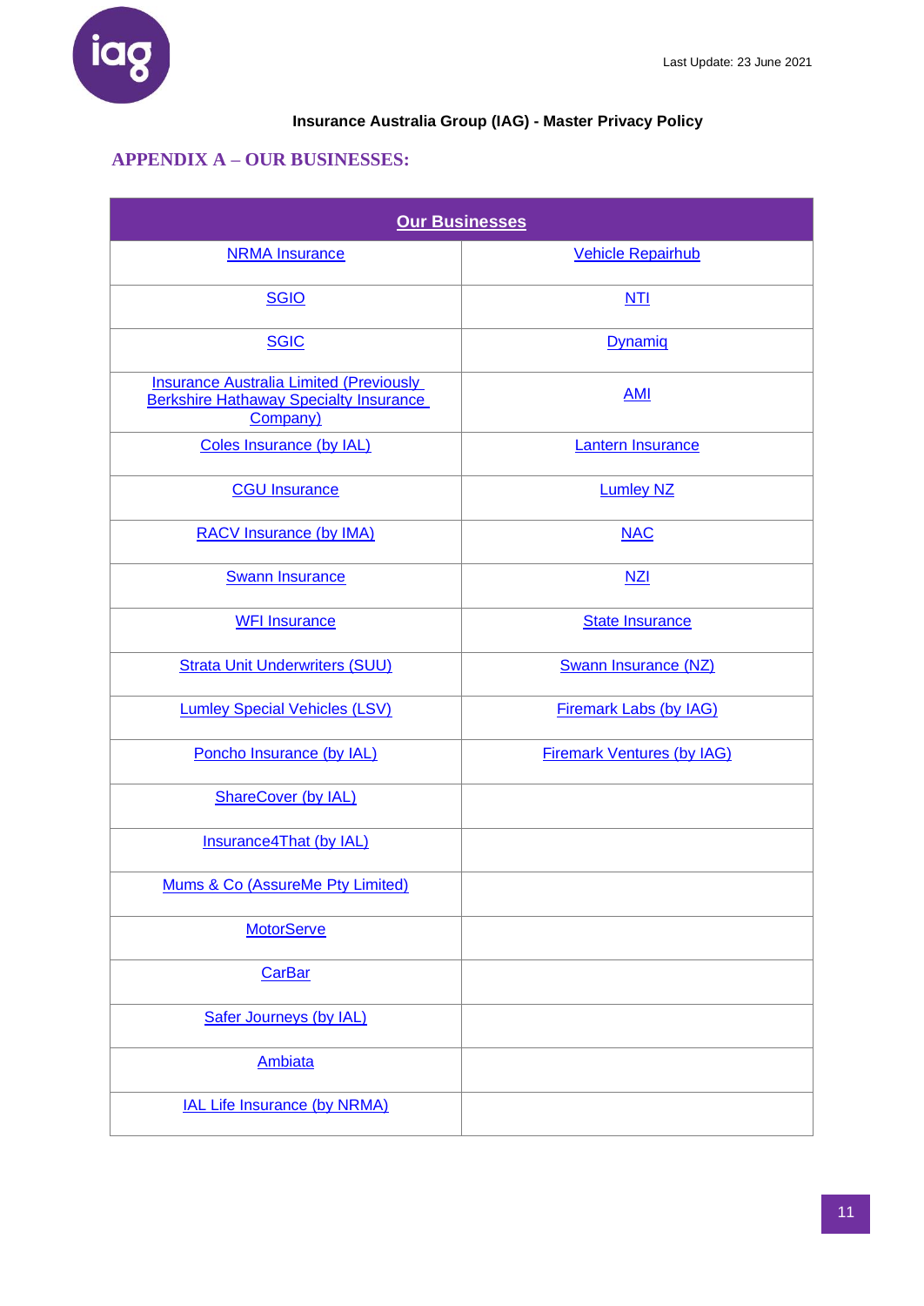Last Update: 23 June 2021

**Insurance Australia Group (IAG) - Master Privacy Policy**

## APPENDIX A – OUR BUSINESSES:

| Our Businesses | |
|---|---|
| NRMA Insurance | Vehicle Repairhub |
| SGIO | NTI |
| SGIC | Dynamiq |
| Insurance Australia Limited (Previously Berkshire Hathaway Specialty Insurance Company) | AMI |
| Coles Insurance (by IAL) | Lantern Insurance |
| CGU Insurance | Lumley NZ |
| RACV Insurance (by IMA) | NAC |
| Swann Insurance | NZI |
| WFI Insurance | State Insurance |
| Strata Unit Underwriters (SUU) | Swann Insurance (NZ) |
| Lumley Special Vehicles (LSV) | Firemark Labs (by IAG) |
| Poncho Insurance (by IAL) | Firemark Ventures (by IAG) |
| ShareCover (by IAL) | |
| Insurance4That (by IAL) | |
| Mums & Co (AssureMe Pty Limited) | |
| MotorServe | |
| CarBar | |
| Safer Journeys (by IAL) | |
| Ambiata | |
| IAL Life Insurance (by NRMA) | |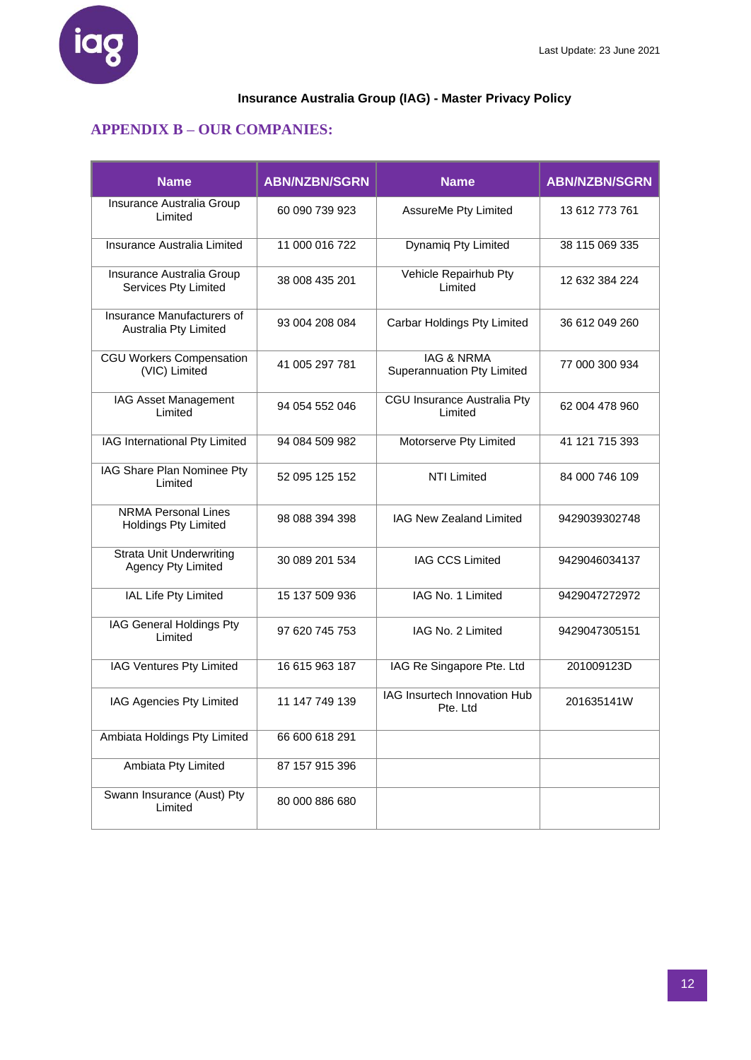Last Update: 23 June 2021

**Insurance Australia Group (IAG) - Master Privacy Policy**

## APPENDIX B – OUR COMPANIES:

| Name | ABN/NZBN/SGRN | Name | ABN/NZBN/SGRN |
|---|---|---|---|
| Insurance Australia Group Limited | 60 090 739 923 | AssureMe Pty Limited | 13 612 773 761 |
| Insurance Australia Limited | 11 000 016 722 | Dynamiq Pty Limited | 38 115 069 335 |
| Insurance Australia Group Services Pty Limited | 38 008 435 201 | Vehicle Repairhub Pty Limited | 12 632 384 224 |
| Insurance Manufacturers of Australia Pty Limited | 93 004 208 084 | Carbar Holdings Pty Limited | 36 612 049 260 |
| CGU Workers Compensation (VIC) Limited | 41 005 297 781 | IAG & NRMA Superannuation Pty Limited | 77 000 300 934 |
| IAG Asset Management Limited | 94 054 552 046 | CGU Insurance Australia Pty Limited | 62 004 478 960 |
| IAG International Pty Limited | 94 084 509 982 | Motorserve Pty Limited | 41 121 715 393 |
| IAG Share Plan Nominee Pty Limited | 52 095 125 152 | NTI Limited | 84 000 746 109 |
| NRMA Personal Lines Holdings Pty Limited | 98 088 394 398 | IAG New Zealand Limited | 9429039302748 |
| Strata Unit Underwriting Agency Pty Limited | 30 089 201 534 | IAG CCS Limited | 9429046034137 |
| IAL Life Pty Limited | 15 137 509 936 | IAG No. 1 Limited | 9429047272972 |
| IAG General Holdings Pty Limited | 97 620 745 753 | IAG No. 2 Limited | 9429047305151 |
| IAG Ventures Pty Limited | 16 615 963 187 | IAG Re Singapore Pte. Ltd | 201009123D |
| IAG Agencies Pty Limited | 11 147 749 139 | IAG Insurtech Innovation Hub Pte. Ltd | 201635141W |
| Ambiata Holdings Pty Limited | 66 600 618 291 | | |
| Ambiata Pty Limited | 87 157 915 396 | | |
| Swann Insurance (Aust) Pty Limited | 80 000 886 680 | | |